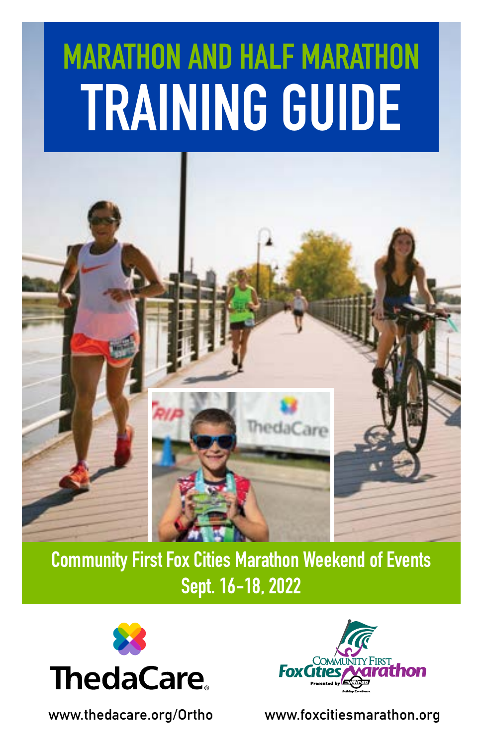# MARATHON AND HALF MARATHON TRAINING GUIDE

**Community First Fox Cities Marathon Weekend of Events**
**Sept. 16-18, 2022**

ThedaCare

www.thedacare.org/Ortho

Community First Fox Cities Marathon

www.foxcitiesmarathon.org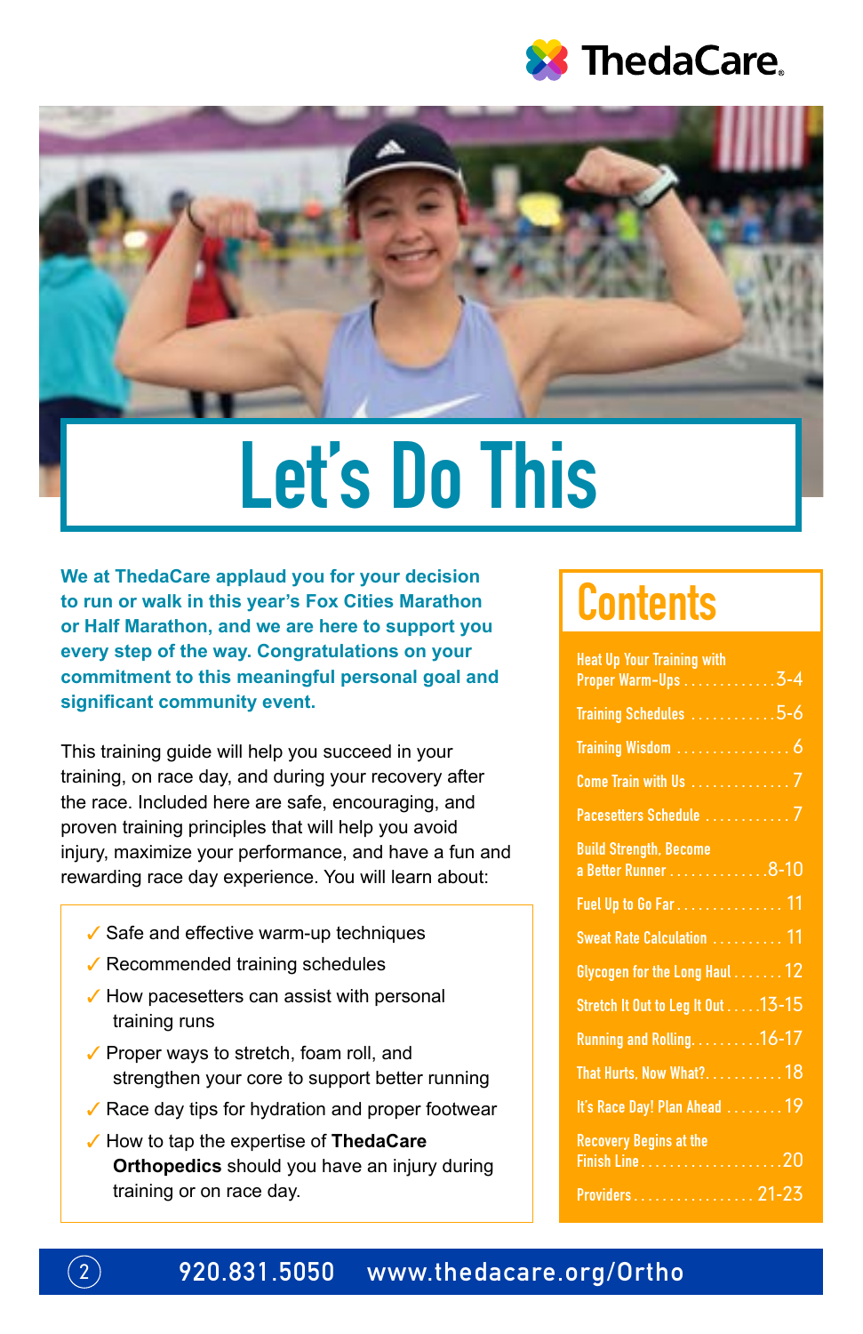# Let's Do This

**We at ThedaCare applaud you for your decision to run or walk in this year's Fox Cities Marathon or Half Marathon, and we are here to support you every step of the way. Congratulations on your commitment to this meaningful personal goal and significant community event.**

This training guide will help you succeed in your training, on race day, and during your recovery after the race. Included here are safe, encouraging, and proven training principles that will help you avoid injury, maximize your performance, and have a fun and rewarding race day experience. You will learn about:

- ✓ Safe and effective warm-up techniques
- ✓ Recommended training schedules
- ✓ How pacesetters can assist with personal training runs
- ✓ Proper ways to stretch, foam roll, and strengthen your core to support better running
- ✓ Race day tips for hydration and proper footwear
- ✓ How to tap the expertise of **ThedaCare Orthopedics** should you have an injury during training or on race day.

## Contents

- Heat Up Your Training with Proper Warm-Ups .......... 3-4
- Training Schedules .......... 5-6
- Training Wisdom .......... 6
- Come Train with Us .......... 7
- Pacesetters Schedule .......... 7
- Build Strength, Become a Better Runner .......... 8-10
- Fuel Up to Go Far .......... 11
- Sweat Rate Calculation .......... 11
- Glycogen for the Long Haul .......... 12
- Stretch It Out to Leg It Out .......... 13-15
- Running and Rolling .......... 16-17
- That Hurts. Now What? .......... 18
- It's Race Day! Plan Ahead .......... 19
- Recovery Begins at the Finish Line .......... 20
- Providers .......... 21-23

920.831.5050 www.thedacare.org/Ortho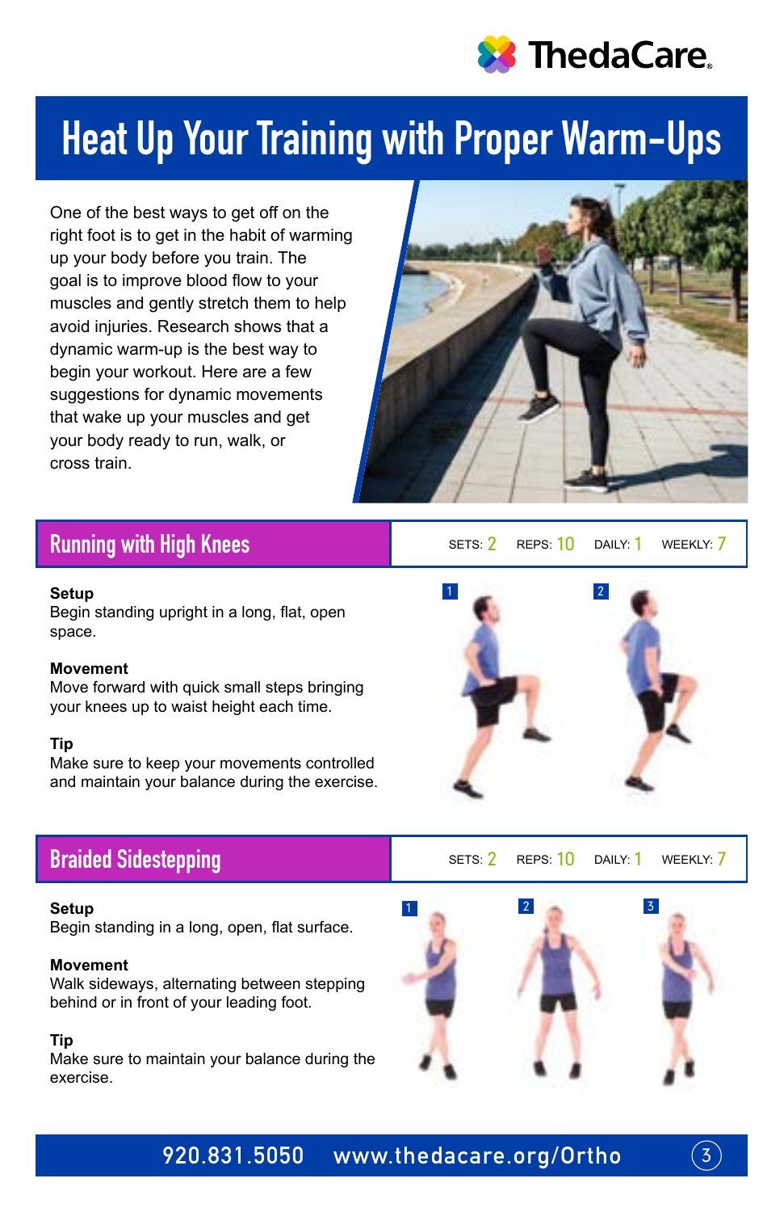# Heat Up Your Training with Proper Warm-Ups

One of the best ways to get off on the right foot is to get in the habit of warming up your body before you train. The goal is to improve blood flow to your muscles and gently stretch them to help avoid injuries. Research shows that a dynamic warm-up is the best way to begin your workout. Here are a few suggestions for dynamic movements that wake up your muscles and get your body ready to run, walk, or cross train.

## Running with High Knees

SETS: 2 REPS: 10 DAILY: 1 WEEKLY: 7

**Setup**
Begin standing upright in a long, flat, open space.

**Movement**
Move forward with quick small steps bringing your knees up to waist height each time.

**Tip**
Make sure to keep your movements controlled and maintain your balance during the exercise.

## Braided Sidestepping

SETS: 2 REPS: 10 DAILY: 1 WEEKLY: 7

**Setup**
Begin standing in a long, open, flat surface.

**Movement**
Walk sideways, alternating between stepping behind or in front of your leading foot.

**Tip**
Make sure to maintain your balance during the exercise.

920.831.5050 www.thedacare.org/Ortho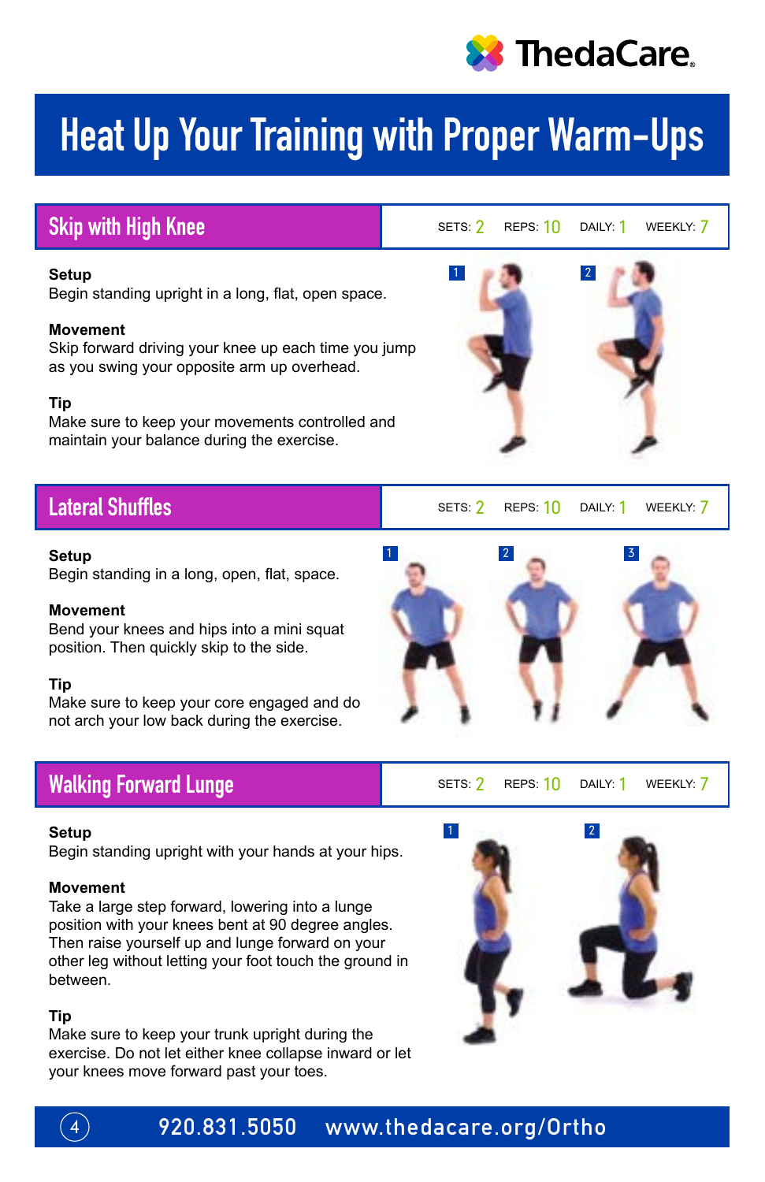# Heat Up Your Training with Proper Warm-Ups

## Skip with High Knee

SETS: 2 REPS: 10 DAILY: 1 WEEKLY: 7

**Setup**
Begin standing upright in a long, flat, open space.

**Movement**
Skip forward driving your knee up each time you jump as you swing your opposite arm up overhead.

**Tip**
Make sure to keep your movements controlled and maintain your balance during the exercise.

## Lateral Shuffles

SETS: 2 REPS: 10 DAILY: 1 WEEKLY: 7

**Setup**
Begin standing in a long, open, flat, space.

**Movement**
Bend your knees and hips into a mini squat position. Then quickly skip to the side.

**Tip**
Make sure to keep your core engaged and do not arch your low back during the exercise.

## Walking Forward Lunge

SETS: 2 REPS: 10 DAILY: 1 WEEKLY: 7

**Setup**
Begin standing upright with your hands at your hips.

**Movement**
Take a large step forward, lowering into a lunge position with your knees bent at 90 degree angles. Then raise yourself up and lunge forward on your other leg without letting your foot touch the ground in between.

**Tip**
Make sure to keep your trunk upright during the exercise. Do not let either knee collapse inward or let your knees move forward past your toes.

920.831.5050 www.thedacare.org/Ortho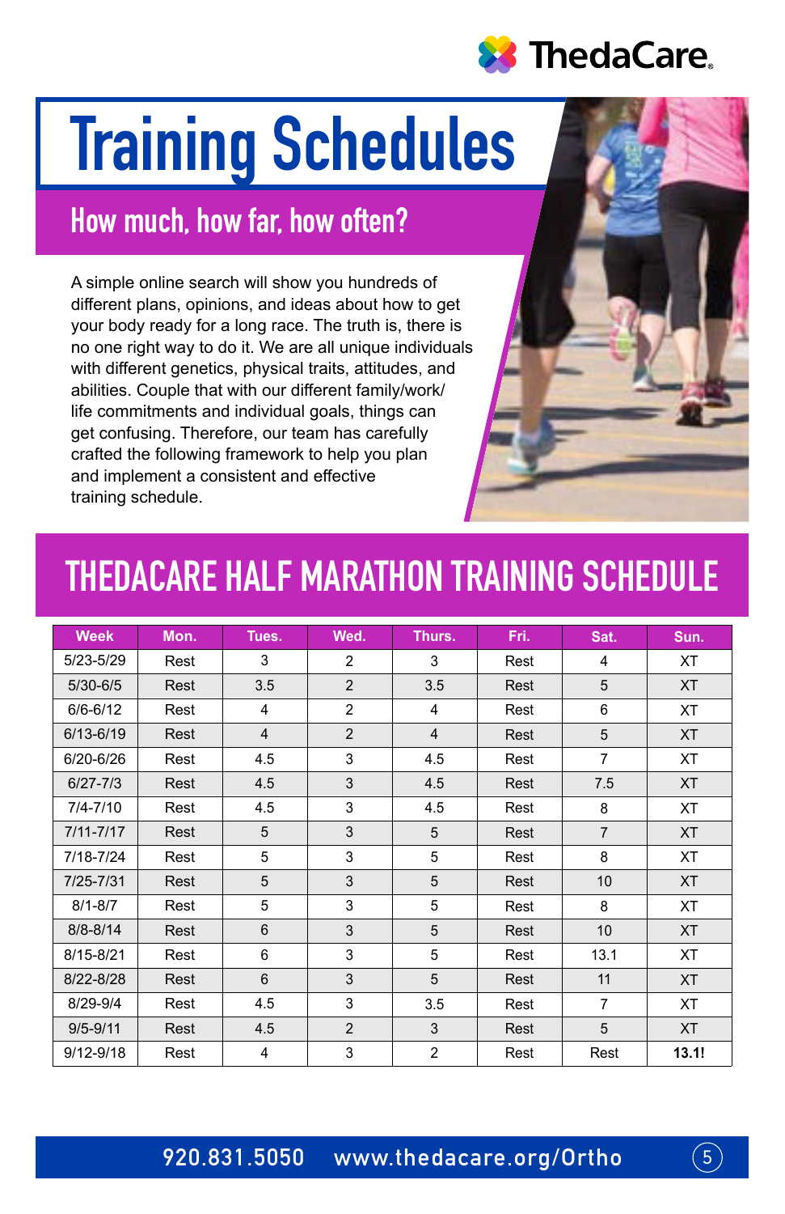# Training Schedules

## How much, how far, how often?

A simple online search will show you hundreds of different plans, opinions, and ideas about how to get your body ready for a long race. The truth is, there is no one right way to do it. We are all unique individuals with different genetics, physical traits, attitudes, and abilities. Couple that with our different family/work/life commitments and individual goals, things can get confusing. Therefore, our team has carefully crafted the following framework to help you plan and implement a consistent and effective training schedule.

## THEDACARE HALF MARATHON TRAINING SCHEDULE

| Week | Mon. | Tues. | Wed. | Thurs. | Fri. | Sat. | Sun. |
|---|---|---|---|---|---|---|---|
| 5/23-5/29 | Rest | 3 | 2 | 3 | Rest | 4 | XT |
| 5/30-6/5 | Rest | 3.5 | 2 | 3.5 | Rest | 5 | XT |
| 6/6-6/12 | Rest | 4 | 2 | 4 | Rest | 6 | XT |
| 6/13-6/19 | Rest | 4 | 2 | 4 | Rest | 5 | XT |
| 6/20-6/26 | Rest | 4.5 | 3 | 4.5 | Rest | 7 | XT |
| 6/27-7/3 | Rest | 4.5 | 3 | 4.5 | Rest | 7.5 | XT |
| 7/4-7/10 | Rest | 4.5 | 3 | 4.5 | Rest | 8 | XT |
| 7/11-7/17 | Rest | 5 | 3 | 5 | Rest | 7 | XT |
| 7/18-7/24 | Rest | 5 | 3 | 5 | Rest | 8 | XT |
| 7/25-7/31 | Rest | 5 | 3 | 5 | Rest | 10 | XT |
| 8/1-8/7 | Rest | 5 | 3 | 5 | Rest | 8 | XT |
| 8/8-8/14 | Rest | 6 | 3 | 5 | Rest | 10 | XT |
| 8/15-8/21 | Rest | 6 | 3 | 5 | Rest | 13.1 | XT |
| 8/22-8/28 | Rest | 6 | 3 | 5 | Rest | 11 | XT |
| 8/29-9/4 | Rest | 4.5 | 3 | 3.5 | Rest | 7 | XT |
| 9/5-9/11 | Rest | 4.5 | 2 | 3 | Rest | 5 | XT |
| 9/12-9/18 | Rest | 4 | 3 | 2 | Rest | Rest | **13.1!** |

920.831.5050 www.thedacare.org/Ortho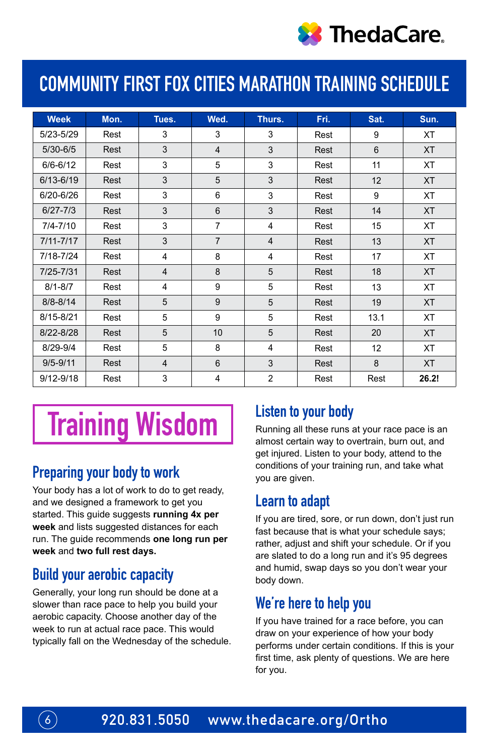# COMMUNITY FIRST FOX CITIES MARATHON TRAINING SCHEDULE

| Week | Mon. | Tues. | Wed. | Thurs. | Fri. | Sat. | Sun. |
|---|---|---|---|---|---|---|---|
| 5/23-5/29 | Rest | 3 | 3 | 3 | Rest | 9 | XT |
| 5/30-6/5 | Rest | 3 | 4 | 3 | Rest | 6 | XT |
| 6/6-6/12 | Rest | 3 | 5 | 3 | Rest | 11 | XT |
| 6/13-6/19 | Rest | 3 | 5 | 3 | Rest | 12 | XT |
| 6/20-6/26 | Rest | 3 | 6 | 3 | Rest | 9 | XT |
| 6/27-7/3 | Rest | 3 | 6 | 3 | Rest | 14 | XT |
| 7/4-7/10 | Rest | 3 | 7 | 4 | Rest | 15 | XT |
| 7/11-7/17 | Rest | 3 | 7 | 4 | Rest | 13 | XT |
| 7/18-7/24 | Rest | 4 | 8 | 4 | Rest | 17 | XT |
| 7/25-7/31 | Rest | 4 | 8 | 5 | Rest | 18 | XT |
| 8/1-8/7 | Rest | 4 | 9 | 5 | Rest | 13 | XT |
| 8/8-8/14 | Rest | 5 | 9 | 5 | Rest | 19 | XT |
| 8/15-8/21 | Rest | 5 | 9 | 5 | Rest | 13.1 | XT |
| 8/22-8/28 | Rest | 5 | 10 | 5 | Rest | 20 | XT |
| 8/29-9/4 | Rest | 5 | 8 | 4 | Rest | 12 | XT |
| 9/5-9/11 | Rest | 4 | 6 | 3 | Rest | 8 | XT |
| 9/12-9/18 | Rest | 3 | 4 | 2 | Rest | Rest | **26.2!** |

## Training Wisdom

### Preparing your body to work

Your body has a lot of work to do to get ready, and we designed a framework to get you started. This guide suggests **running 4x per week** and lists suggested distances for each run. The guide recommends **one long run per week** and **two full rest days.**

### Build your aerobic capacity

Generally, your long run should be done at a slower than race pace to help you build your aerobic capacity. Choose another day of the week to run at actual race pace. This would typically fall on the Wednesday of the schedule.

### Listen to your body

Running all these runs at your race pace is an almost certain way to overtrain, burn out, and get injured. Listen to your body, attend to the conditions of your training run, and take what you are given.

### Learn to adapt

If you are tired, sore, or run down, don't just run fast because that is what your schedule says; rather, adjust and shift your schedule. Or if you are slated to do a long run and it's 95 degrees and humid, swap days so you don't wear your body down.

### We're here to help you

If you have trained for a race before, you can draw on your experience of how your body performs under certain conditions. If this is your first time, ask plenty of questions. We are here for you.

920.831.5050 www.thedacare.org/Ortho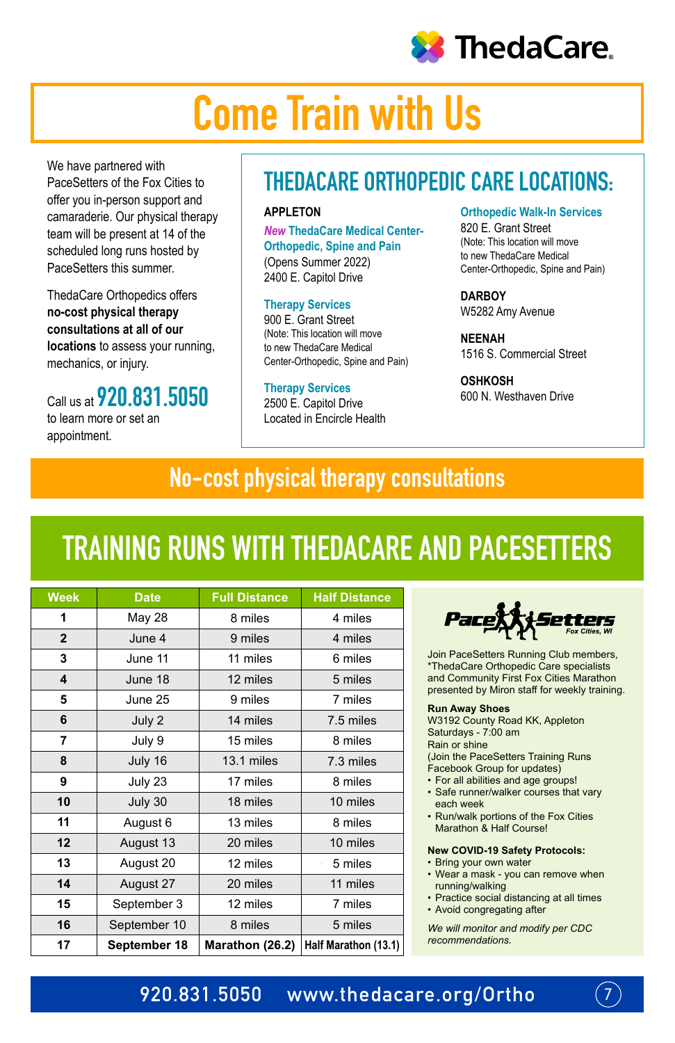ThedaCare

# Come Train with Us

We have partnered with PaceSetters of the Fox Cities to offer you in-person support and camaraderie. Our physical therapy team will be present at 14 of the scheduled long runs hosted by PaceSetters this summer.

ThedaCare Orthopedics offers **no-cost physical therapy consultations at all of our locations** to assess your running, mechanics, or injury.

Call us at **920.831.5050** to learn more or set an appointment.

## THEDACARE ORTHOPEDIC CARE LOCATIONS:

**APPLETON**

***New*** **ThedaCare Medical Center-Orthopedic, Spine and Pain**
(Opens Summer 2022)
2400 E. Capitol Drive

**Therapy Services**
900 E. Grant Street
(Note: This location will move to new ThedaCare Medical Center-Orthopedic, Spine and Pain)

**Therapy Services**
2500 E. Capitol Drive
Located in Encircle Health

**Orthopedic Walk-In Services**
820 E. Grant Street
(Note: This location will move to new ThedaCare Medical Center-Orthopedic, Spine and Pain)

**DARBOY**
W5282 Amy Avenue

**NEENAH**
1516 S. Commercial Street

**OSHKOSH**
600 N. Westhaven Drive

## No-cost physical therapy consultations

## TRAINING RUNS WITH THEDACARE AND PACESETTERS

| Week | Date | Full Distance | Half Distance |
|---|---|---|---|
| 1 | May 28 | 8 miles | 4 miles |
| 2 | June 4 | 9 miles | 4 miles |
| 3 | June 11 | 11 miles | 6 miles |
| 4 | June 18 | 12 miles | 5 miles |
| 5 | June 25 | 9 miles | 7 miles |
| 6 | July 2 | 14 miles | 7.5 miles |
| 7 | July 9 | 15 miles | 8 miles |
| 8 | July 16 | 13.1 miles | 7.3 miles |
| 9 | July 23 | 17 miles | 8 miles |
| 10 | July 30 | 18 miles | 10 miles |
| 11 | August 6 | 13 miles | 8 miles |
| 12 | August 13 | 20 miles | 10 miles |
| 13 | August 20 | 12 miles | 5 miles |
| 14 | August 27 | 20 miles | 11 miles |
| 15 | September 3 | 12 miles | 7 miles |
| 16 | September 10 | 8 miles | 5 miles |
| **17** | **September 18** | **Marathon (26.2)** | **Half Marathon (13.1)** |

PaceSetters Fox Cities, WI

Join PaceSetters Running Club members, *ThedaCare Orthopedic Care specialists and Community First Fox Cities Marathon presented by Miron staff for weekly training.

**Run Away Shoes**
W3192 County Road KK, Appleton
Saturdays - 7:00 am
Rain or shine
(Join the PaceSetters Training Runs Facebook Group for updates)

- For all abilities and age groups!
- Safe runner/walker courses that vary each week
- Run/walk portions of the Fox Cities Marathon & Half Course!

**New COVID-19 Safety Protocols:**

- Bring your own water
- Wear a mask - you can remove when running/walking
- Practice social distancing at all times
- Avoid congregating after

*We will monitor and modify per CDC recommendations.*

920.831.5050 www.thedacare.org/Ortho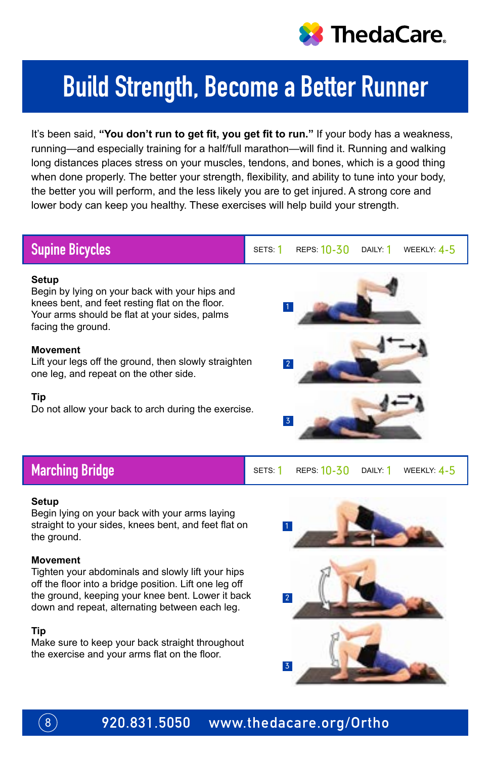# Build Strength, Become a Better Runner

It's been said, **"You don't run to get fit, you get fit to run."** If your body has a weakness, running—and especially training for a half/full marathon—will find it. Running and walking long distances places stress on your muscles, tendons, and bones, which is a good thing when done properly. The better your strength, flexibility, and ability to tune into your body, the better you will perform, and the less likely you are to get injured. A strong core and lower body can keep you healthy. These exercises will help build your strength.

## Supine Bicycles

SETS: 1 REPS: 10-30 DAILY: 1 WEEKLY: 4-5

**Setup**
Begin by lying on your back with your hips and knees bent, and feet resting flat on the floor. Your arms should be flat at your sides, palms facing the ground.

**Movement**
Lift your legs off the ground, then slowly straighten one leg, and repeat on the other side.

**Tip**
Do not allow your back to arch during the exercise.

## Marching Bridge

SETS: 1 REPS: 10-30 DAILY: 1 WEEKLY: 4-5

**Setup**
Begin lying on your back with your arms laying straight to your sides, knees bent, and feet flat on the ground.

**Movement**
Tighten your abdominals and slowly lift your hips off the floor into a bridge position. Lift one leg off the ground, keeping your knee bent. Lower it back down and repeat, alternating between each leg.

**Tip**
Make sure to keep your back straight throughout the exercise and your arms flat on the floor.

920.831.5050 www.thedacare.org/Ortho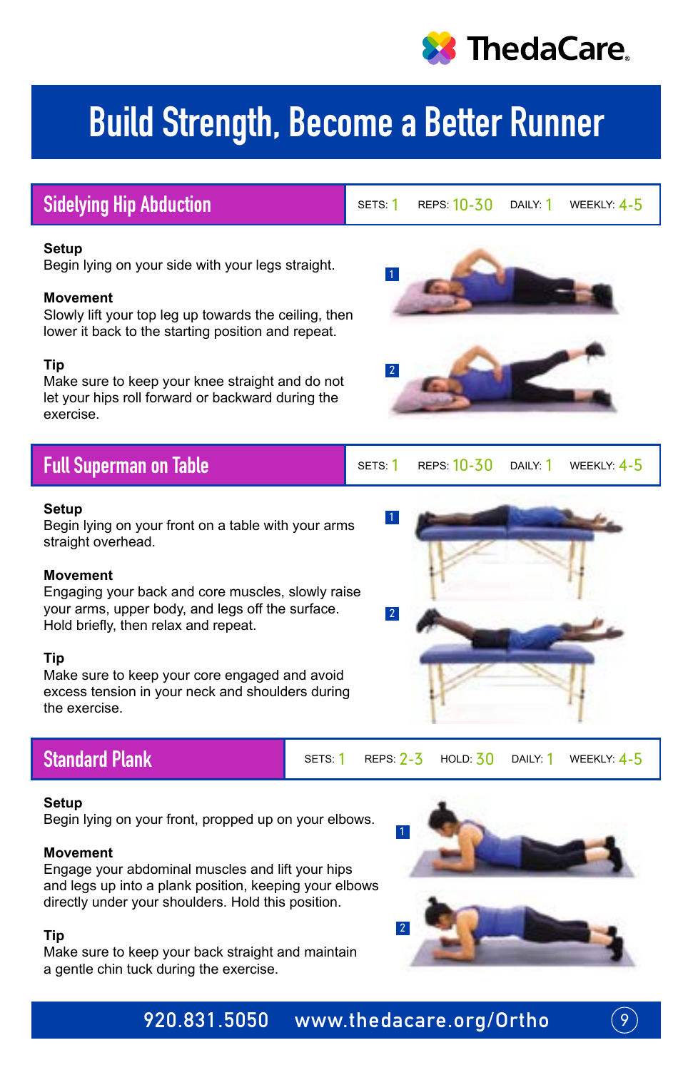# Build Strength, Become a Better Runner

## Sidelying Hip Abduction

SETS: 1 REPS: 10-30 DAILY: 1 WEEKLY: 4-5

**Setup**
Begin lying on your side with your legs straight.

**Movement**
Slowly lift your top leg up towards the ceiling, then lower it back to the starting position and repeat.

**Tip**
Make sure to keep your knee straight and do not let your hips roll forward or backward during the exercise.

## Full Superman on Table

SETS: 1 REPS: 10-30 DAILY: 1 WEEKLY: 4-5

**Setup**
Begin lying on your front on a table with your arms straight overhead.

**Movement**
Engaging your back and core muscles, slowly raise your arms, upper body, and legs off the surface. Hold briefly, then relax and repeat.

**Tip**
Make sure to keep your core engaged and avoid excess tension in your neck and shoulders during the exercise.

## Standard Plank

SETS: 1 REPS: 2-3 HOLD: 30 DAILY: 1 WEEKLY: 4-5

**Setup**
Begin lying on your front, propped up on your elbows.

**Movement**
Engage your abdominal muscles and lift your hips and legs up into a plank position, keeping your elbows directly under your shoulders. Hold this position.

**Tip**
Make sure to keep your back straight and maintain a gentle chin tuck during the exercise.

920.831.5050 www.thedacare.org/Ortho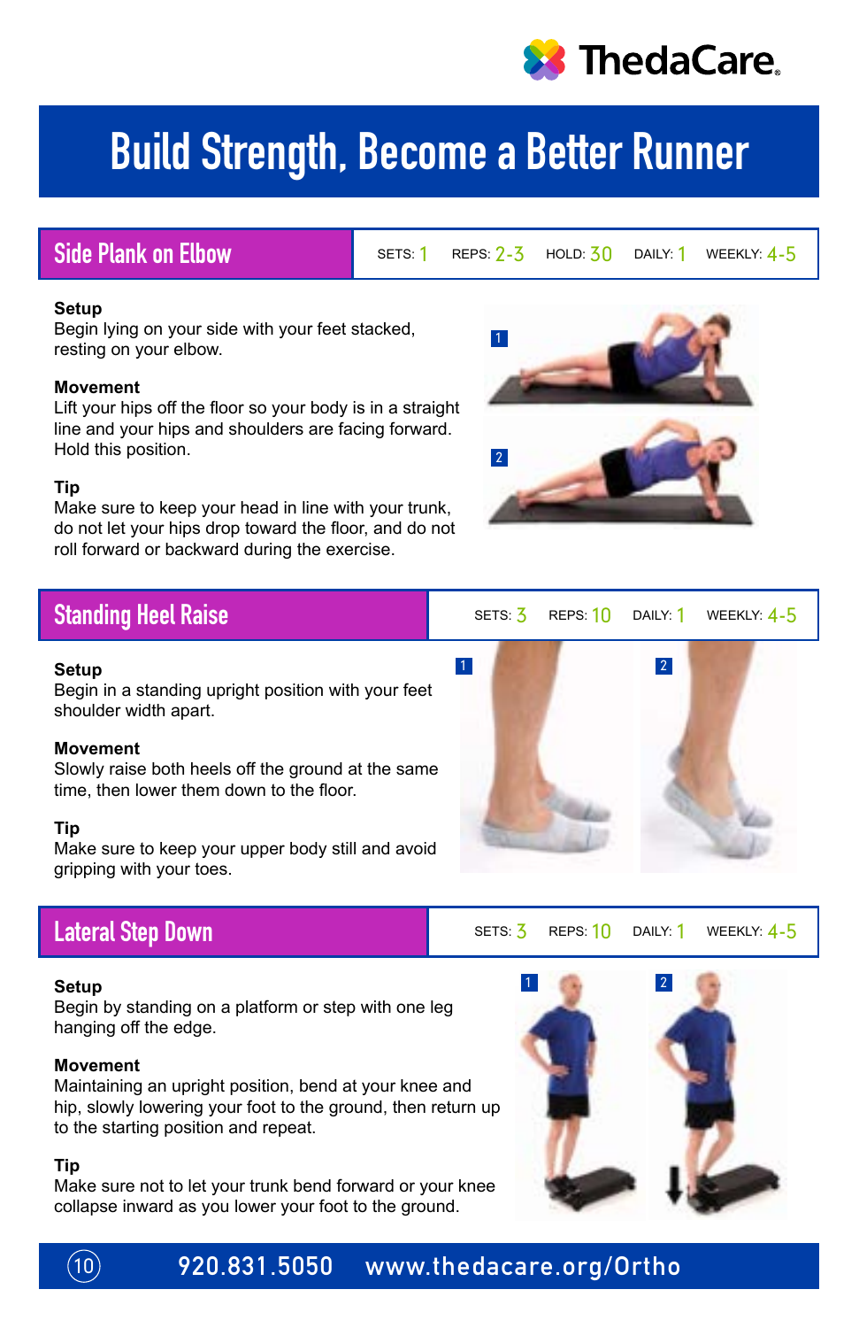# Build Strength, Become a Better Runner

## Side Plank on Elbow

SETS: 1 REPS: 2-3 HOLD: 30 DAILY: 1 WEEKLY: 4-5

**Setup**
Begin lying on your side with your feet stacked, resting on your elbow.

**Movement**
Lift your hips off the floor so your body is in a straight line and your hips and shoulders are facing forward. Hold this position.

**Tip**
Make sure to keep your head in line with your trunk, do not let your hips drop toward the floor, and do not roll forward or backward during the exercise.

## Standing Heel Raise

SETS: 3 REPS: 10 DAILY: 1 WEEKLY: 4-5

**Setup**
Begin in a standing upright position with your feet shoulder width apart.

**Movement**
Slowly raise both heels off the ground at the same time, then lower them down to the floor.

**Tip**
Make sure to keep your upper body still and avoid gripping with your toes.

## Lateral Step Down

SETS: 3 REPS: 10 DAILY: 1 WEEKLY: 4-5

**Setup**
Begin by standing on a platform or step with one leg hanging off the edge.

**Movement**
Maintaining an upright position, bend at your knee and hip, slowly lowering your foot to the ground, then return up to the starting position and repeat.

**Tip**
Make sure not to let your trunk bend forward or your knee collapse inward as you lower your foot to the ground.

920.831.5050 www.thedacare.org/Ortho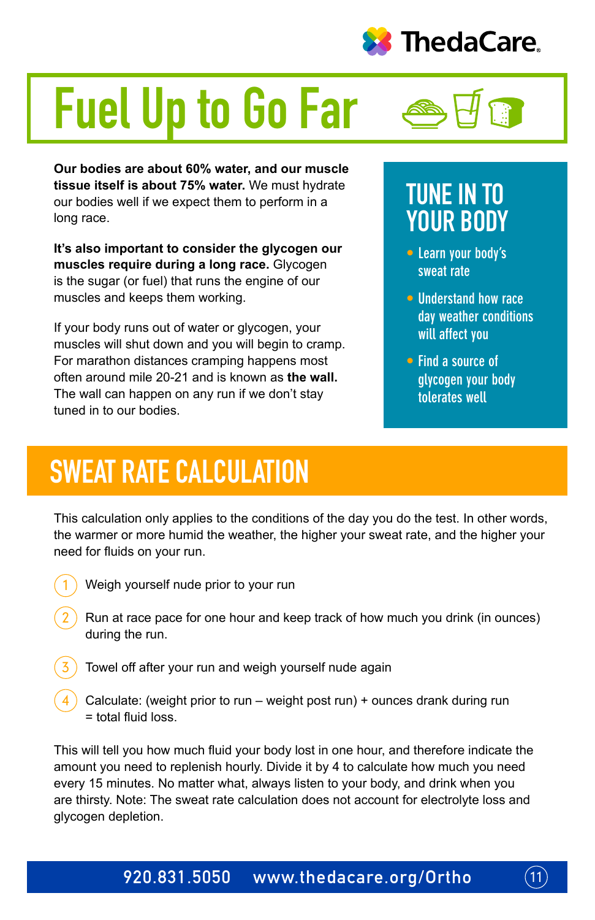# Fuel Up to Go Far

**Our bodies are about 60% water, and our muscle tissue itself is about 75% water.** We must hydrate our bodies well if we expect them to perform in a long race.

**It's also important to consider the glycogen our muscles require during a long race.** Glycogen is the sugar (or fuel) that runs the engine of our muscles and keeps them working.

If your body runs out of water or glycogen, your muscles will shut down and you will begin to cramp. For marathon distances cramping happens most often around mile 20-21 and is known as **the wall.** The wall can happen on any run if we don't stay tuned in to our bodies.

## TUNE IN TO YOUR BODY

- Learn your body's sweat rate
- Understand how race day weather conditions will affect you
- Find a source of glycogen your body tolerates well

## SWEAT RATE CALCULATION

This calculation only applies to the conditions of the day you do the test. In other words, the warmer or more humid the weather, the higher your sweat rate, and the higher your need for fluids on your run.

1. Weigh yourself nude prior to your run
2. Run at race pace for one hour and keep track of how much you drink (in ounces) during the run.
3. Towel off after your run and weigh yourself nude again
4. Calculate: (weight prior to run – weight post run) + ounces drank during run = total fluid loss.

This will tell you how much fluid your body lost in one hour, and therefore indicate the amount you need to replenish hourly. Divide it by 4 to calculate how much you need every 15 minutes. No matter what, always listen to your body, and drink when you are thirsty. Note: The sweat rate calculation does not account for electrolyte loss and glycogen depletion.

920.831.5050 www.thedacare.org/Ortho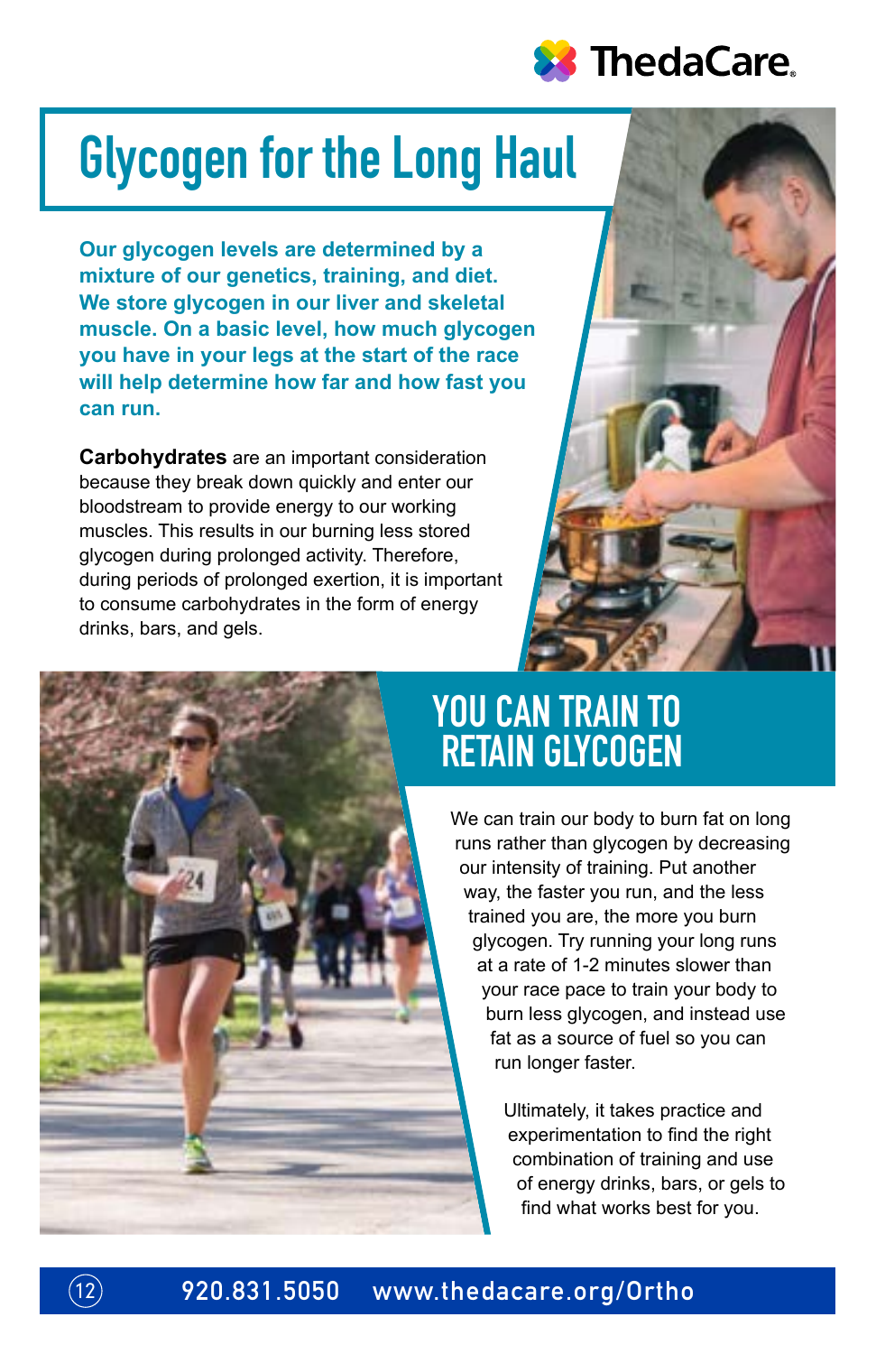# Glycogen for the Long Haul

**Our glycogen levels are determined by a mixture of our genetics, training, and diet. We store glycogen in our liver and skeletal muscle. On a basic level, how much glycogen you have in your legs at the start of the race will help determine how far and how fast you can run.**

**Carbohydrates** are an important consideration because they break down quickly and enter our bloodstream to provide energy to our working muscles. This results in our burning less stored glycogen during prolonged activity. Therefore, during periods of prolonged exertion, it is important to consume carbohydrates in the form of energy drinks, bars, and gels.

## YOU CAN TRAIN TO RETAIN GLYCOGEN

We can train our body to burn fat on long runs rather than glycogen by decreasing our intensity of training. Put another way, the faster you run, and the less trained you are, the more you burn glycogen. Try running your long runs at a rate of 1-2 minutes slower than your race pace to train your body to burn less glycogen, and instead use fat as a source of fuel so you can run longer faster.

Ultimately, it takes practice and experimentation to find the right combination of training and use of energy drinks, bars, or gels to find what works best for you.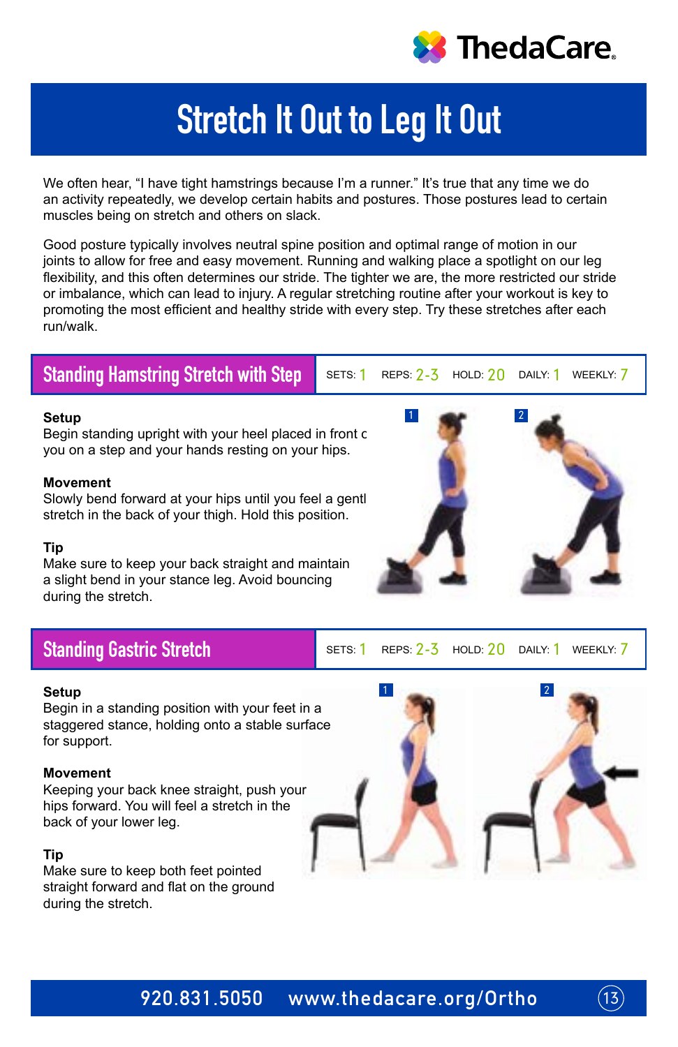# Stretch It Out to Leg It Out

We often hear, "I have tight hamstrings because I'm a runner." It's true that any time we do an activity repeatedly, we develop certain habits and postures. Those postures lead to certain muscles being on stretch and others on slack.

Good posture typically involves neutral spine position and optimal range of motion in our joints to allow for free and easy movement. Running and walking place a spotlight on our leg flexibility, and this often determines our stride. The tighter we are, the more restricted our stride or imbalance, which can lead to injury. A regular stretching routine after your workout is key to promoting the most efficient and healthy stride with every step. Try these stretches after each run/walk.

## Standing Hamstring Stretch with Step

SETS: 1 REPS: 2-3 HOLD: 20 DAILY: 1 WEEKLY: 7

**Setup**
Begin standing upright with your heel placed in front c you on a step and your hands resting on your hips.

**Movement**
Slowly bend forward at your hips until you feel a gentl stretch in the back of your thigh. Hold this position.

**Tip**
Make sure to keep your back straight and maintain a slight bend in your stance leg. Avoid bouncing during the stretch.

## Standing Gastric Stretch

SETS: 1 REPS: 2-3 HOLD: 20 DAILY: 1 WEEKLY: 7

**Setup**
Begin in a standing position with your feet in a staggered stance, holding onto a stable surface for support.

**Movement**
Keeping your back knee straight, push your hips forward. You will feel a stretch in the back of your lower leg.

**Tip**
Make sure to keep both feet pointed straight forward and flat on the ground during the stretch.

920.831.5050 www.thedacare.org/Ortho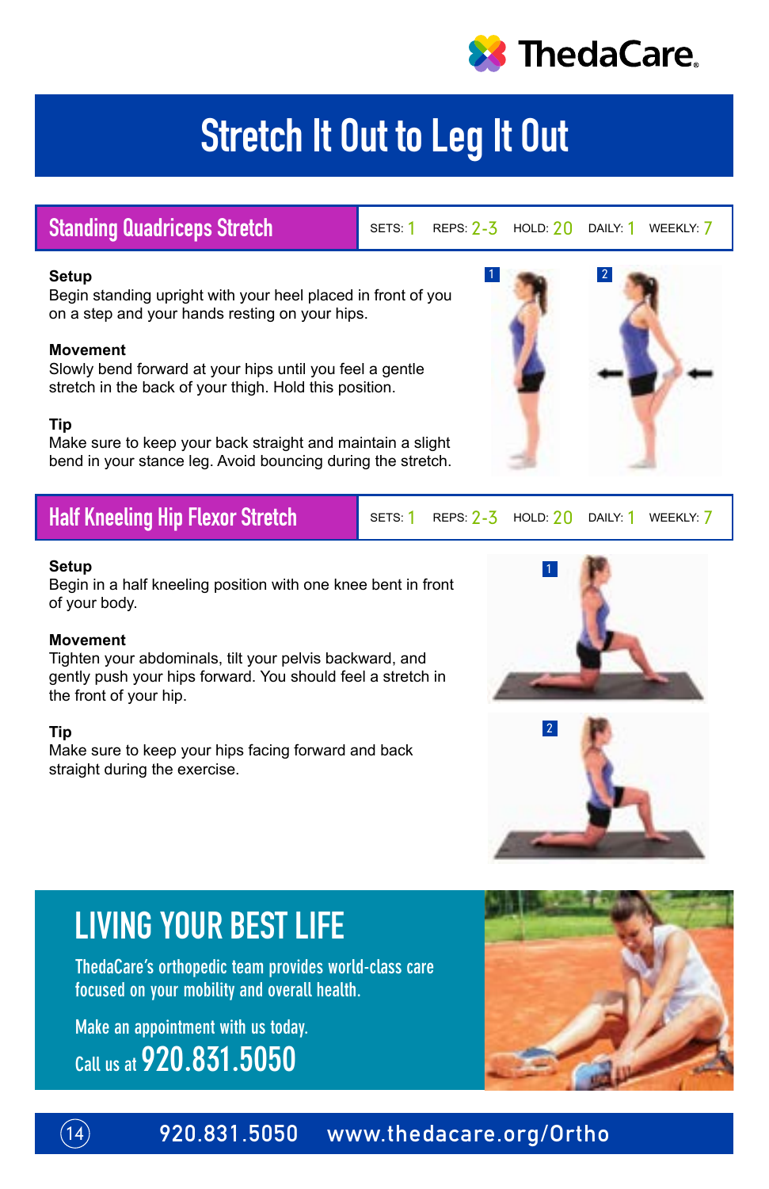# Stretch It Out to Leg It Out

## Standing Quadriceps Stretch

SETS: 1 REPS: 2-3 HOLD: 20 DAILY: 1 WEEKLY: 7

**Setup**
Begin standing upright with your heel placed in front of you on a step and your hands resting on your hips.

**Movement**
Slowly bend forward at your hips until you feel a gentle stretch in the back of your thigh. Hold this position.

**Tip**
Make sure to keep your back straight and maintain a slight bend in your stance leg. Avoid bouncing during the stretch.

## Half Kneeling Hip Flexor Stretch

SETS: 1 REPS: 2-3 HOLD: 20 DAILY: 1 WEEKLY: 7

**Setup**
Begin in a half kneeling position with one knee bent in front of your body.

**Movement**
Tighten your abdominals, tilt your pelvis backward, and gently push your hips forward. You should feel a stretch in the front of your hip.

**Tip**
Make sure to keep your hips facing forward and back straight during the exercise.

## LIVING YOUR BEST LIFE

TedaCare's orthopedic team provides world-class care focused on your mobility and overall health.

Make an appointment with us today.
Call us at **920.831.5050**

920.831.5050 www.thedacare.org/Ortho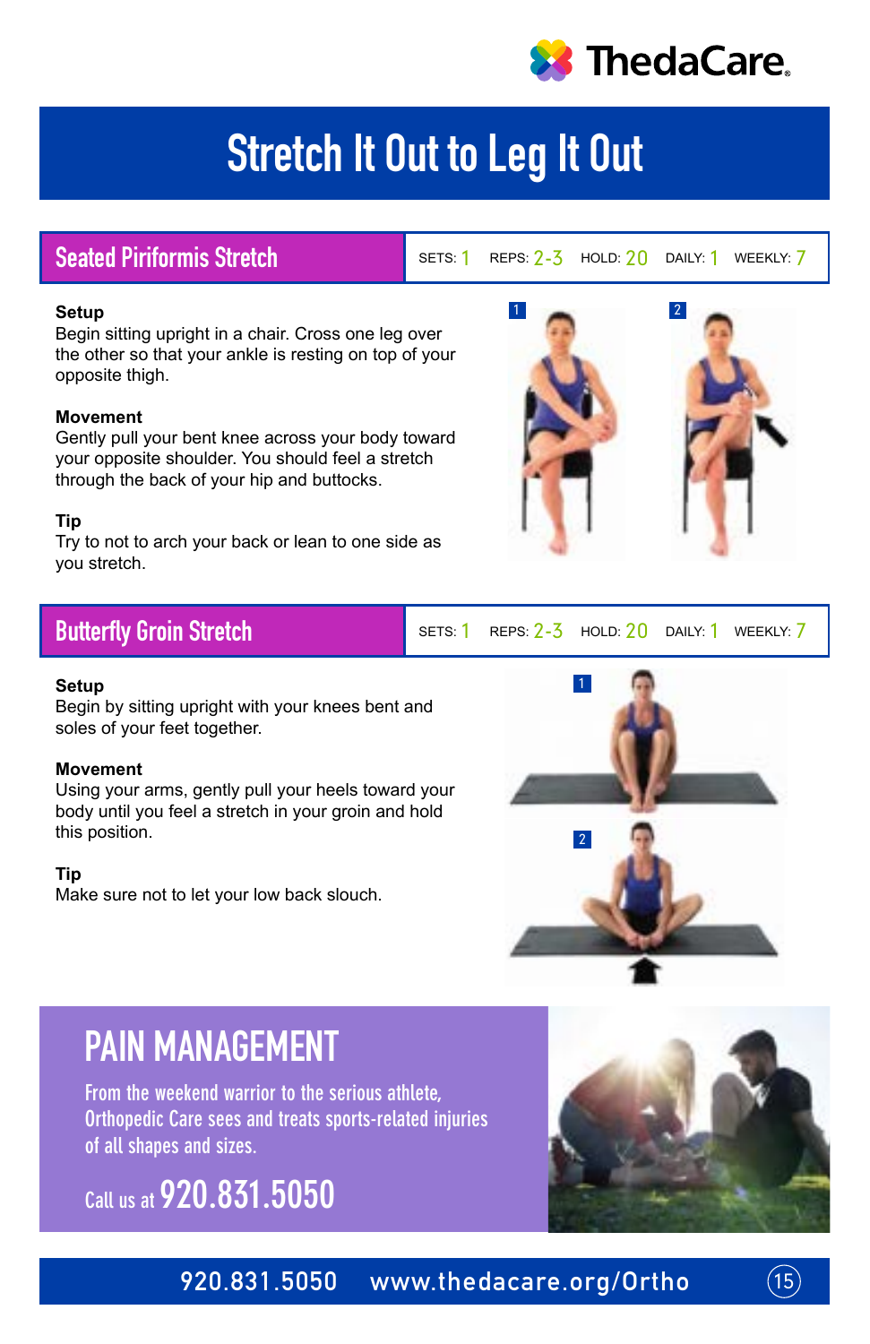# Stretch It Out to Leg It Out

## Seated Piriformis Stretch

SETS: 1 REPS: 2-3 HOLD: 20 DAILY: 1 WEEKLY: 7

**Setup**
Begin sitting upright in a chair. Cross one leg over the other so that your ankle is resting on top of your opposite thigh.

**Movement**
Gently pull your bent knee across your body toward your opposite shoulder. You should feel a stretch through the back of your hip and buttocks.

**Tip**
Try to not to arch your back or lean to one side as you stretch.

## Butterfly Groin Stretch

SETS: 1 REPS: 2-3 HOLD: 20 DAILY: 1 WEEKLY: 7

**Setup**
Begin by sitting upright with your knees bent and soles of your feet together.

**Movement**
Using your arms, gently pull your heels toward your body until you feel a stretch in your groin and hold this position.

**Tip**
Make sure not to let your low back slouch.

## PAIN MANAGEMENT

From the weekend warrior to the serious athlete, Orthopedic Care sees and treats sports-related injuries of all shapes and sizes.

Call us at **920.831.5050**

920.831.5050 www.thedacare.org/Ortho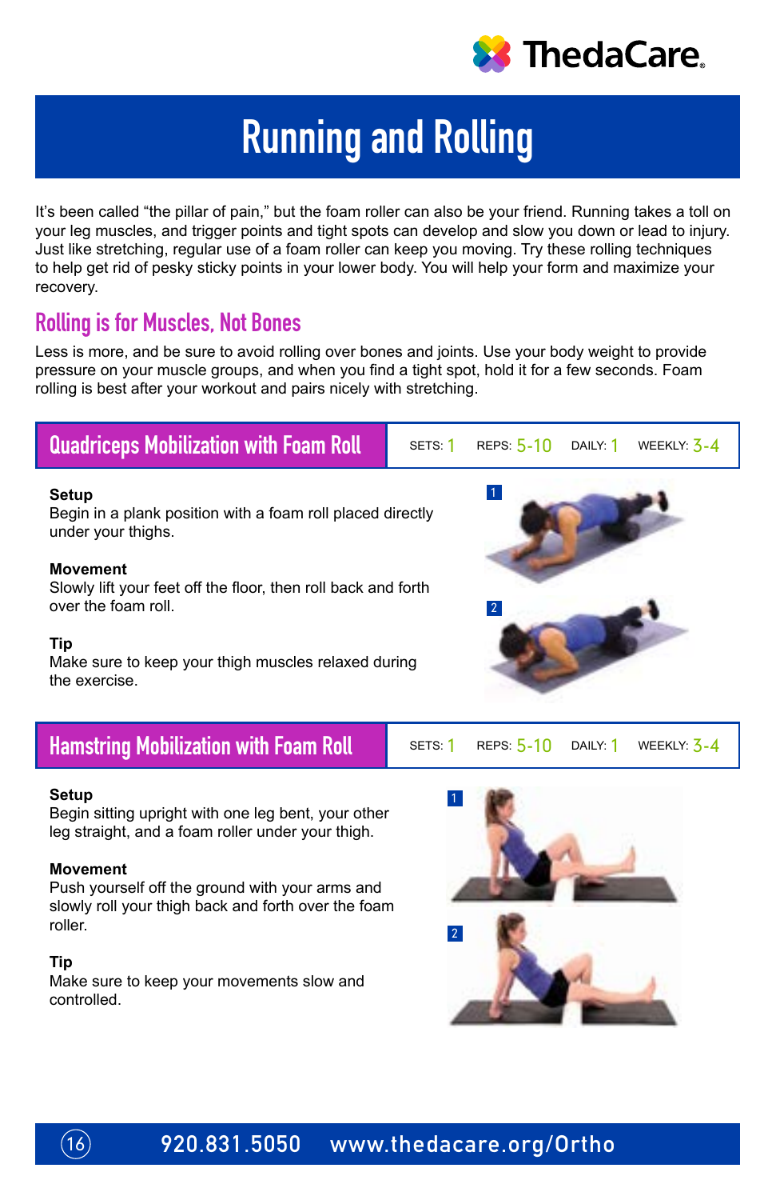# Running and Rolling

It's been called "the pillar of pain," but the foam roller can also be your friend. Running takes a toll on your leg muscles, and trigger points and tight spots can develop and slow you down or lead to injury. Just like stretching, regular use of a foam roller can keep you moving. Try these rolling techniques to help get rid of pesky sticky points in your lower body. You will help your form and maximize your recovery.

## Rolling is for Muscles, Not Bones

Less is more, and be sure to avoid rolling over bones and joints. Use your body weight to provide pressure on your muscle groups, and when you find a tight spot, hold it for a few seconds. Foam rolling is best after your workout and pairs nicely with stretching.

## Quadriceps Mobilization with Foam Roll

SETS: 1 REPS: 5-10 DAILY: 1 WEEKLY: 3-4

**Setup**
Begin in a plank position with a foam roll placed directly under your thighs.

**Movement**
Slowly lift your feet off the floor, then roll back and forth over the foam roll.

**Tip**
Make sure to keep your thigh muscles relaxed during the exercise.

## Hamstring Mobilization with Foam Roll

SETS: 1 REPS: 5-10 DAILY: 1 WEEKLY: 3-4

**Setup**
Begin sitting upright with one leg bent, your other leg straight, and a foam roller under your thigh.

**Movement**
Push yourself off the ground with your arms and slowly roll your thigh back and forth over the foam roller.

**Tip**
Make sure to keep your movements slow and controlled.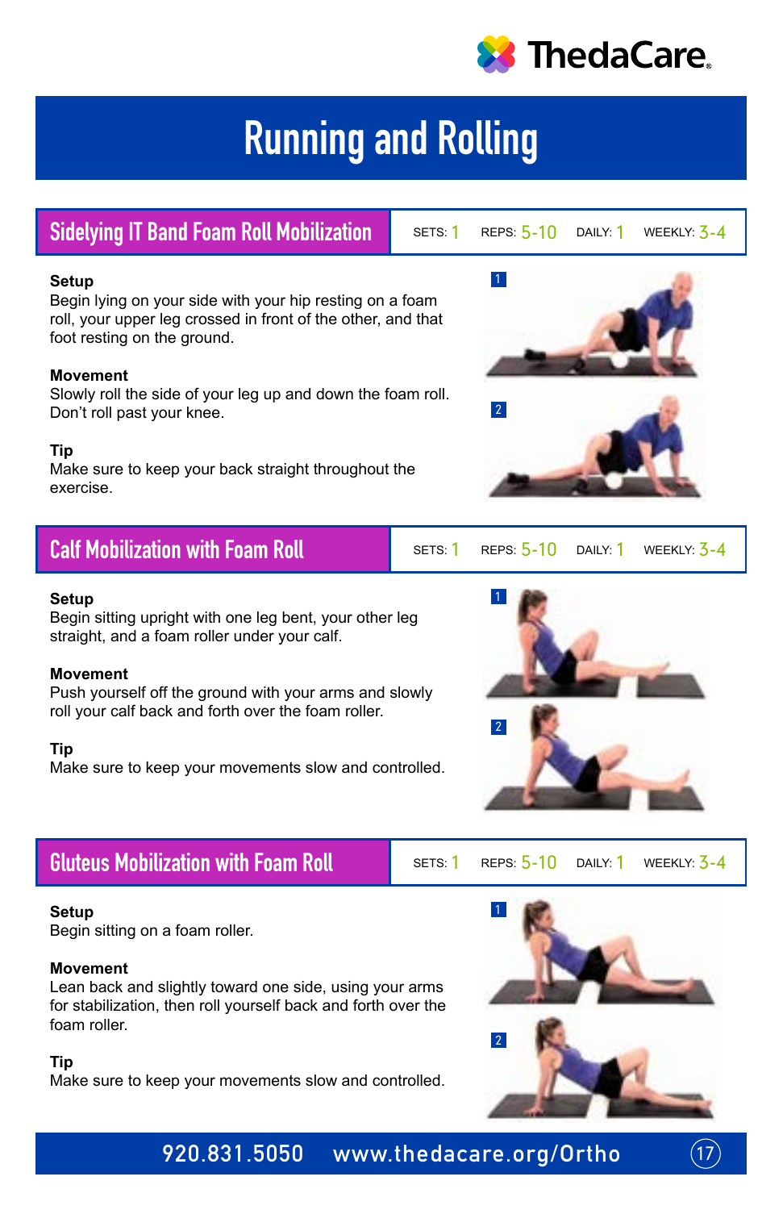# Running and Rolling

## Sidelying IT Band Foam Roll Mobilization

SETS: 1 REPS: 5-10 DAILY: 1 WEEKLY: 3-4

**Setup**
Begin lying on your side with your hip resting on a foam roll, your upper leg crossed in front of the other, and that foot resting on the ground.

**Movement**
Slowly roll the side of your leg up and down the foam roll. Don't roll past your knee.

**Tip**
Make sure to keep your back straight throughout the exercise.

## Calf Mobilization with Foam Roll

SETS: 1 REPS: 5-10 DAILY: 1 WEEKLY: 3-4

**Setup**
Begin sitting upright with one leg bent, your other leg straight, and a foam roller under your calf.

**Movement**
Push yourself off the ground with your arms and slowly roll your calf back and forth over the foam roller.

**Tip**
Make sure to keep your movements slow and controlled.

## Gluteus Mobilization with Foam Roll

SETS: 1 REPS: 5-10 DAILY: 1 WEEKLY: 3-4

**Setup**
Begin sitting on a foam roller.

**Movement**
Lean back and slightly toward one side, using your arms for stabilization, then roll yourself back and forth over the foam roller.

**Tip**
Make sure to keep your movements slow and controlled.

920.831.5050 www.thedacare.org/Ortho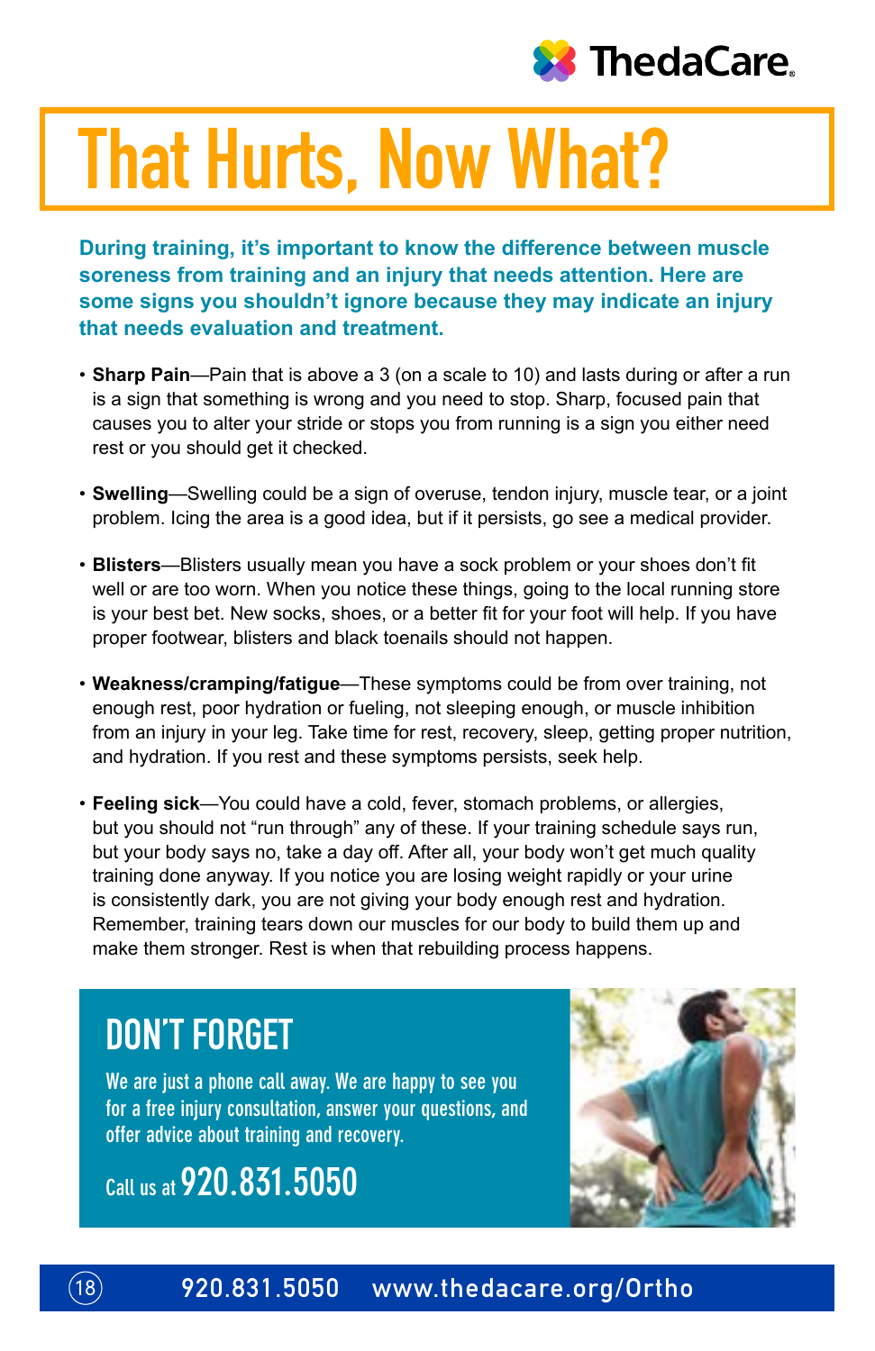# That Hurts, Now What?

**During training, it's important to know the difference between muscle soreness from training and an injury that needs attention. Here are some signs you shouldn't ignore because they may indicate an injury that needs evaluation and treatment.**

- **Sharp Pain**—Pain that is above a 3 (on a scale to 10) and lasts during or after a run is a sign that something is wrong and you need to stop. Sharp, focused pain that causes you to alter your stride or stops you from running is a sign you either need rest or you should get it checked.

- **Swelling**—Swelling could be a sign of overuse, tendon injury, muscle tear, or a joint problem. Icing the area is a good idea, but if it persists, go see a medical provider.

- **Blisters**—Blisters usually mean you have a sock problem or your shoes don't fit well or are too worn. When you notice these things, going to the local running store is your best bet. New socks, shoes, or a better fit for your foot will help. If you have proper footwear, blisters and black toenails should not happen.

- **Weakness/cramping/fatigue**—These symptoms could be from over training, not enough rest, poor hydration or fueling, not sleeping enough, or muscle inhibition from an injury in your leg. Take time for rest, recovery, sleep, getting proper nutrition, and hydration. If you rest and these symptoms persists, seek help.

- **Feeling sick**—You could have a cold, fever, stomach problems, or allergies, but you should not "run through" any of these. If your training schedule says run, but your body says no, take a day off. After all, your body won't get much quality training done anyway. If you notice you are losing weight rapidly or your urine is consistently dark, you are not giving your body enough rest and hydration. Remember, training tears down our muscles for our body to build them up and make them stronger. Rest is when that rebuilding process happens.

## DON'T FORGET

We are just a phone call away. We are happy to see you for a free injury consultation, answer your questions, and offer advice about training and recovery.

Call us at **920.831.5050**

920.831.5050 www.thedacare.org/Ortho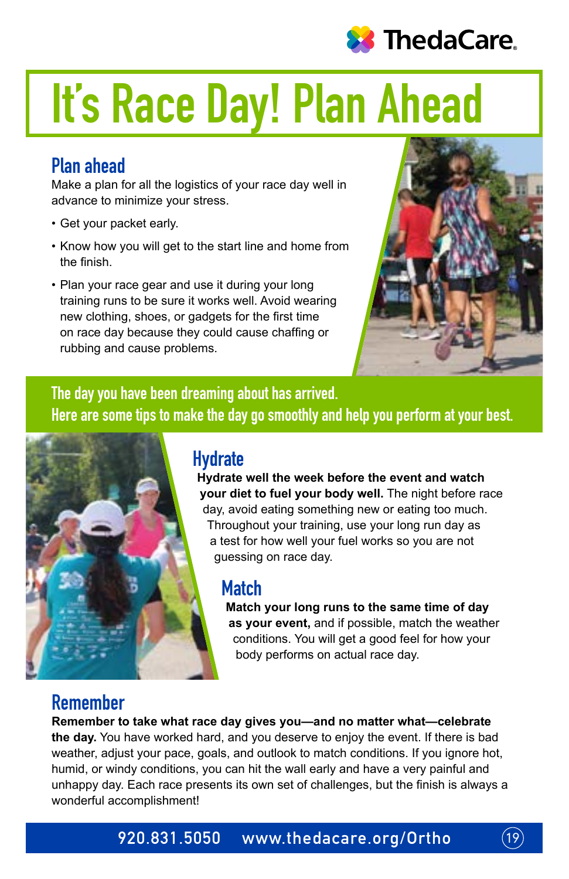# It's Race Day! Plan Ahead

## Plan ahead

Make a plan for all the logistics of your race day well in advance to minimize your stress.

- Get your packet early.
- Know how you will get to the start line and home from the finish.
- Plan your race gear and use it during your long training runs to be sure it works well. Avoid wearing new clothing, shoes, or gadgets for the first time on race day because they could cause chaffing or rubbing and cause problems.

**The day you have been dreaming about has arrived. Here are some tips to make the day go smoothly and help you perform at your best.**

## Hydrate

**Hydrate well the week before the event and watch your diet to fuel your body well.** The night before race day, avoid eating something new or eating too much. Throughout your training, use your long run day as a test for how well your fuel works so you are not guessing on race day.

## Match

**Match your long runs to the same time of day as your event,** and if possible, match the weather conditions. You will get a good feel for how your body performs on actual race day.

## Remember

**Remember to take what race day gives you—and no matter what—celebrate the day.** You have worked hard, and you deserve to enjoy the event. If there is bad weather, adjust your pace, goals, and outlook to match conditions. If you ignore hot, humid, or windy conditions, you can hit the wall early and have a very painful and unhappy day. Each race presents its own set of challenges, but the finish is always a wonderful accomplishment!

920.831.5050 www.thedacare.org/Ortho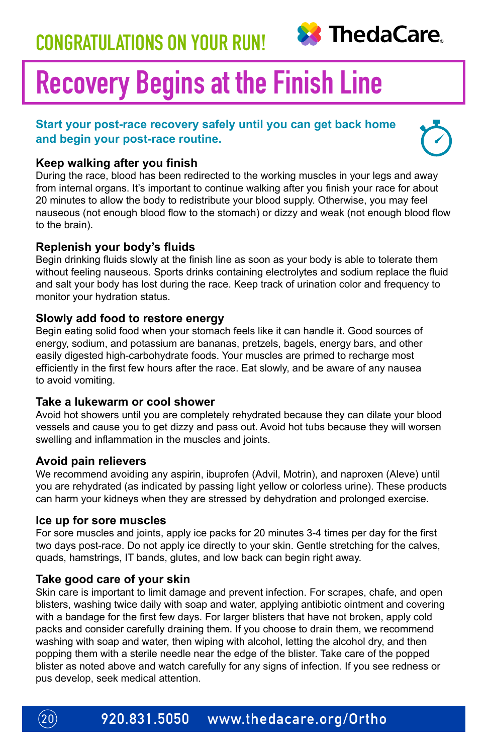CONGRATULATIONS ON YOUR RUN!

ThedaCare.

# Recovery Begins at the Finish Line

**Start your post-race recovery safely until you can get back home and begin your post-race routine.**

### Keep walking after you finish

During the race, blood has been redirected to the working muscles in your legs and away from internal organs. It's important to continue walking after you finish your race for about 20 minutes to allow the body to redistribute your blood supply. Otherwise, you may feel nauseous (not enough blood flow to the stomach) or dizzy and weak (not enough blood flow to the brain).

### Replenish your body's fluids

Begin drinking fluids slowly at the finish line as soon as your body is able to tolerate them without feeling nauseous. Sports drinks containing electrolytes and sodium replace the fluid and salt your body has lost during the race. Keep track of urination color and frequency to monitor your hydration status.

### Slowly add food to restore energy

Begin eating solid food when your stomach feels like it can handle it. Good sources of energy, sodium, and potassium are bananas, pretzels, bagels, energy bars, and other easily digested high-carbohydrate foods. Your muscles are primed to recharge most efficiently in the first few hours after the race. Eat slowly, and be aware of any nausea to avoid vomiting.

### Take a lukewarm or cool shower

Avoid hot showers until you are completely rehydrated because they can dilate your blood vessels and cause you to get dizzy and pass out. Avoid hot tubs because they will worsen swelling and inflammation in the muscles and joints.

### Avoid pain relievers

We recommend avoiding any aspirin, ibuprofen (Advil, Motrin), and naproxen (Aleve) until you are rehydrated (as indicated by passing light yellow or colorless urine). These products can harm your kidneys when they are stressed by dehydration and prolonged exercise.

### Ice up for sore muscles

For sore muscles and joints, apply ice packs for 20 minutes 3-4 times per day for the first two days post-race. Do not apply ice directly to your skin. Gentle stretching for the calves, quads, hamstrings, IT bands, glutes, and low back can begin right away.

### Take good care of your skin

Skin care is important to limit damage and prevent infection. For scrapes, chafe, and open blisters, washing twice daily with soap and water, applying antibiotic ointment and covering with a bandage for the first few days. For larger blisters that have not broken, apply cold packs and consider carefully draining them. If you choose to drain them, we recommend washing with soap and water, then wiping with alcohol, letting the alcohol dry, and then popping them with a sterile needle near the edge of the blister. Take care of the popped blister as noted above and watch carefully for any signs of infection. If you see redness or pus develop, seek medical attention.

920.831.5050 www.thedacare.org/Ortho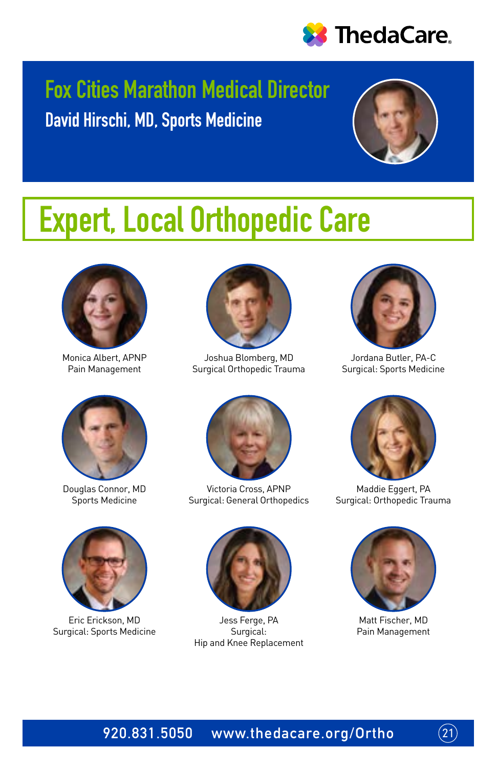ThedaCare

## Fox Cities Marathon Medical Director

**David Hirschi, MD, Sports Medicine**

# Expert, Local Orthopedic Care

Monica Albert, APNP
Pain Management

Joshua Blomberg, MD
Surgical Orthopedic Trauma

Jordana Butler, PA-C
Surgical: Sports Medicine

Douglas Connor, MD
Sports Medicine

Victoria Cross, APNP
Surgical: General Orthopedics

Maddie Eggert, PA
Surgical: Orthopedic Trauma

Eric Erickson, MD
Surgical: Sports Medicine

Jess Ferge, PA
Surgical:
Hip and Knee Replacement

Matt Fischer, MD
Pain Management

920.831.5050 www.thedacare.org/Ortho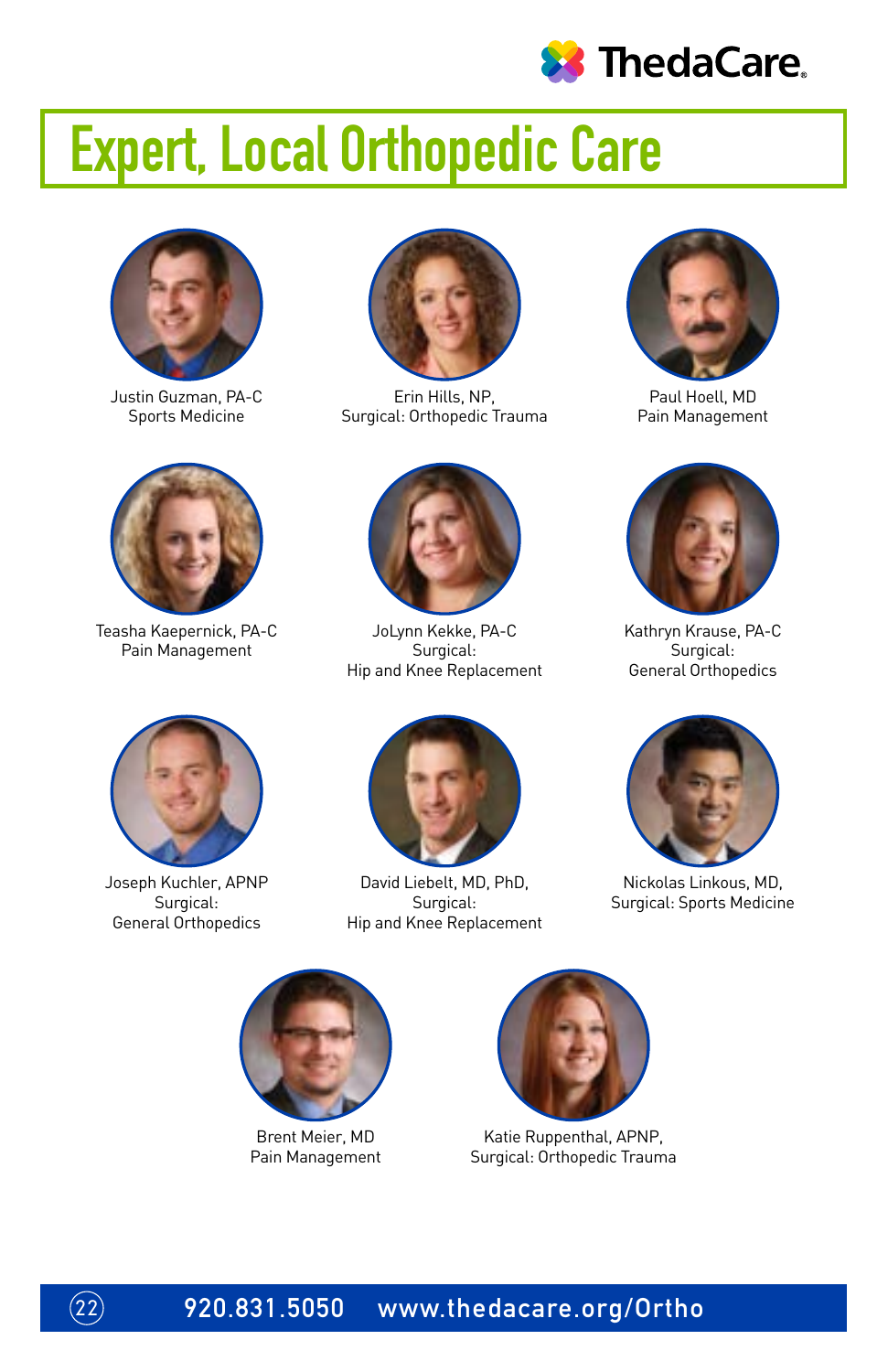ThedaCare

# Expert, Local Orthopedic Care

Justin Guzman, PA-C
Sports Medicine

Erin Hills, NP,
Surgical: Orthopedic Trauma

Paul Hoell, MD
Pain Management

Teasha Kaepernick, PA-C
Pain Management

JoLynn Kekke, PA-C
Surgical:
Hip and Knee Replacement

Kathryn Krause, PA-C
Surgical:
General Orthopedics

Joseph Kuchler, APNP
Surgical:
General Orthopedics

David Liebelt, MD, PhD,
Surgical:
Hip and Knee Replacement

Nickolas Linkous, MD,
Surgical: Sports Medicine

Brent Meier, MD
Pain Management

Katie Ruppenthal, APNP,
Surgical: Orthopedic Trauma

920.831.5050 www.thedacare.org/Ortho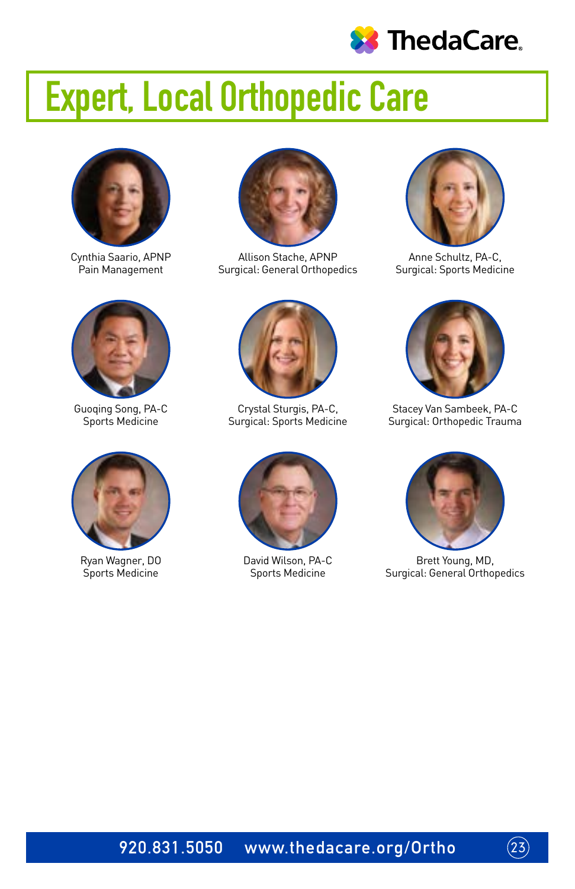ThedaCare

# Expert, Local Orthopedic Care

Cynthia Saario, APNP
Pain Management

Allison Stache, APNP
Surgical: General Orthopedics

Anne Schultz, PA-C,
Surgical: Sports Medicine

Guoqing Song, PA-C
Sports Medicine

Crystal Sturgis, PA-C,
Surgical: Sports Medicine

Stacey Van Sambeek, PA-C
Surgical: Orthopedic Trauma

Ryan Wagner, DO
Sports Medicine

David Wilson, PA-C
Sports Medicine

Brett Young, MD,
Surgical: General Orthopedics

920.831.5050 www.thedacare.org/Ortho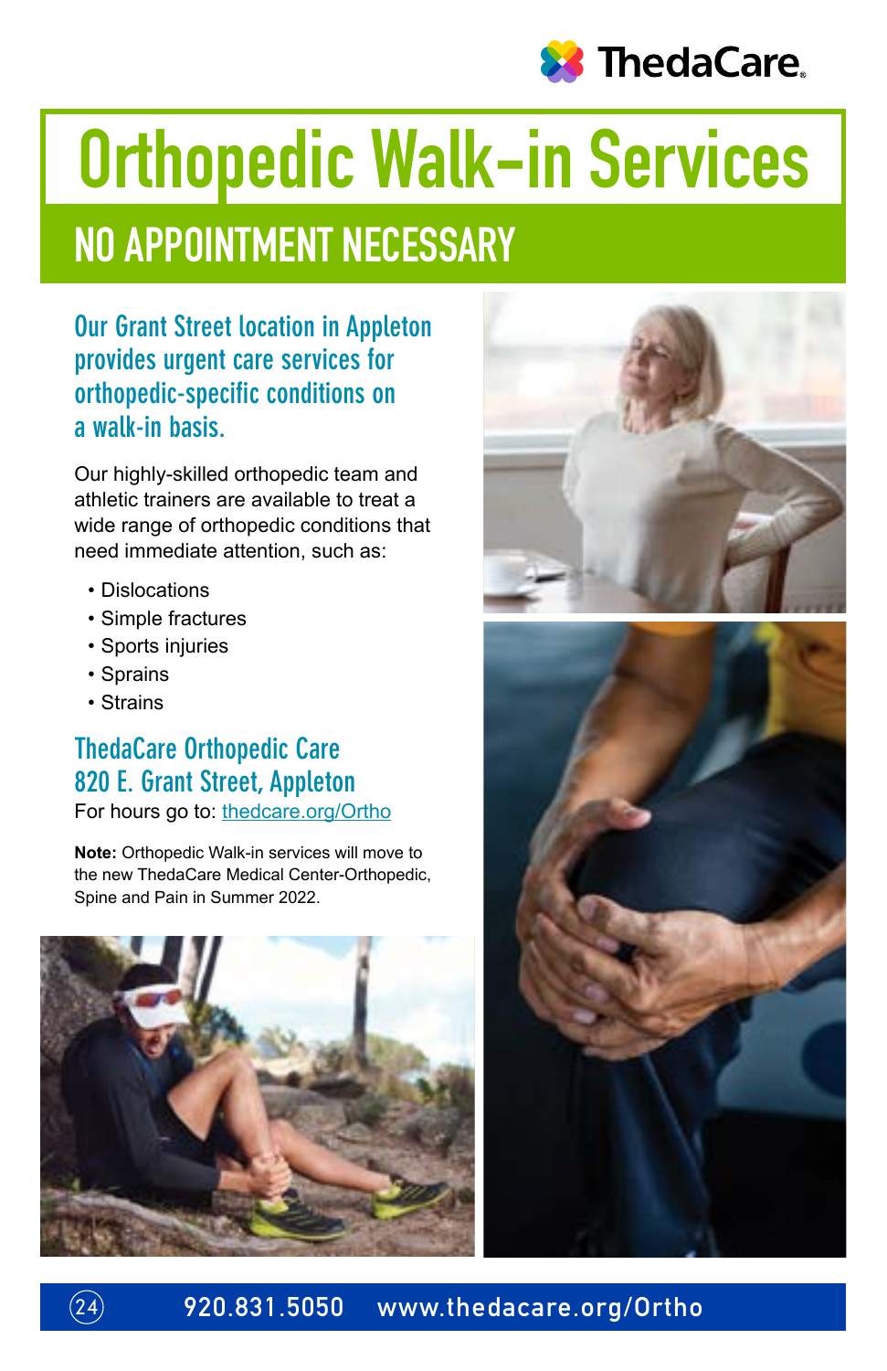ThedaCare

# Orthopedic Walk-in Services

## NO APPOINTMENT NECESSARY

### Our Grant Street location in Appleton provides urgent care services for orthopedic-specific conditions on a walk-in basis.

Our highly-skilled orthopedic team and athletic trainers are available to treat a wide range of orthopedic conditions that need immediate attention, such as:

- Dislocations
- Simple fractures
- Sports injuries
- Sprains
- Strains

### ThedaCare Orthopedic Care
### 820 E. Grant Street, Appleton

For hours go to: thedcare.org/Ortho

**Note:** Orthopedic Walk-in services will move to the new ThedaCare Medical Center-Orthopedic, Spine and Pain in Summer 2022.

920.831.5050 www.thedacare.org/Ortho